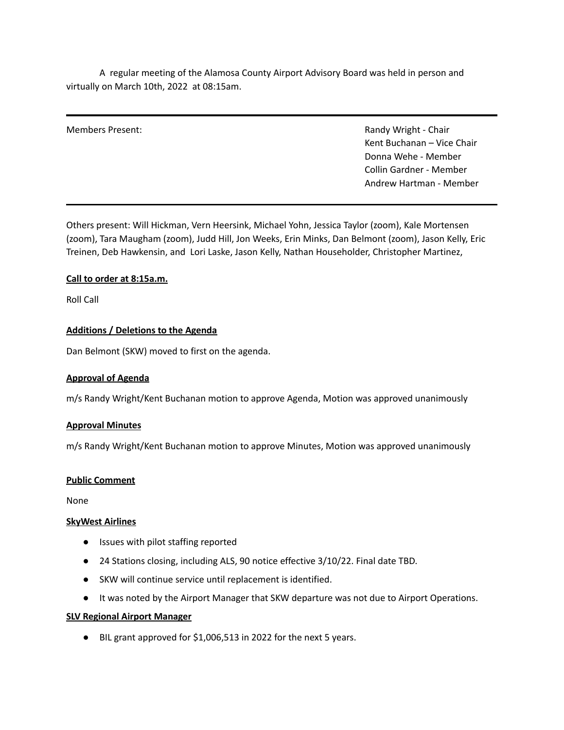A regular meeting of the Alamosa County Airport Advisory Board was held in person and virtually on March 10th, 2022 at 08:15am.

---

| Members Present: | Randy Wright - Chair<br>Kent Buchanan – Vice Chair<br>Donna Wehe - Member<br>Collin Gardner - Member<br>Andrew Hartman - Member |
|---|---|

---

Others present: Will Hickman, Vern Heersink, Michael Yohn, Jessica Taylor (zoom), Kale Mortensen (zoom), Tara Maugham (zoom), Judd Hill, Jon Weeks, Erin Minks, Dan Belmont (zoom), Jason Kelly, Eric Treinen, Deb Hawkensin, and Lori Laske, Jason Kelly, Nathan Householder, Christopher Martinez,

**Call to order at 8:15a.m.**

Roll Call

**Additions / Deletions to the Agenda**

Dan Belmont (SKW) moved to first on the agenda.

**Approval of Agenda**

m/s Randy Wright/Kent Buchanan motion to approve Agenda, Motion was approved unanimously

**Approval Minutes**

m/s Randy Wright/Kent Buchanan motion to approve Minutes, Motion was approved unanimously

**Public Comment**

None

**SkyWest Airlines**

- Issues with pilot staffing reported
- 24 Stations closing, including ALS, 90 notice effective 3/10/22. Final date TBD.
- SKW will continue service until replacement is identified.
- It was noted by the Airport Manager that SKW departure was not due to Airport Operations.

**SLV Regional Airport Manager**

- BIL grant approved for $1,006,513 in 2022 for the next 5 years.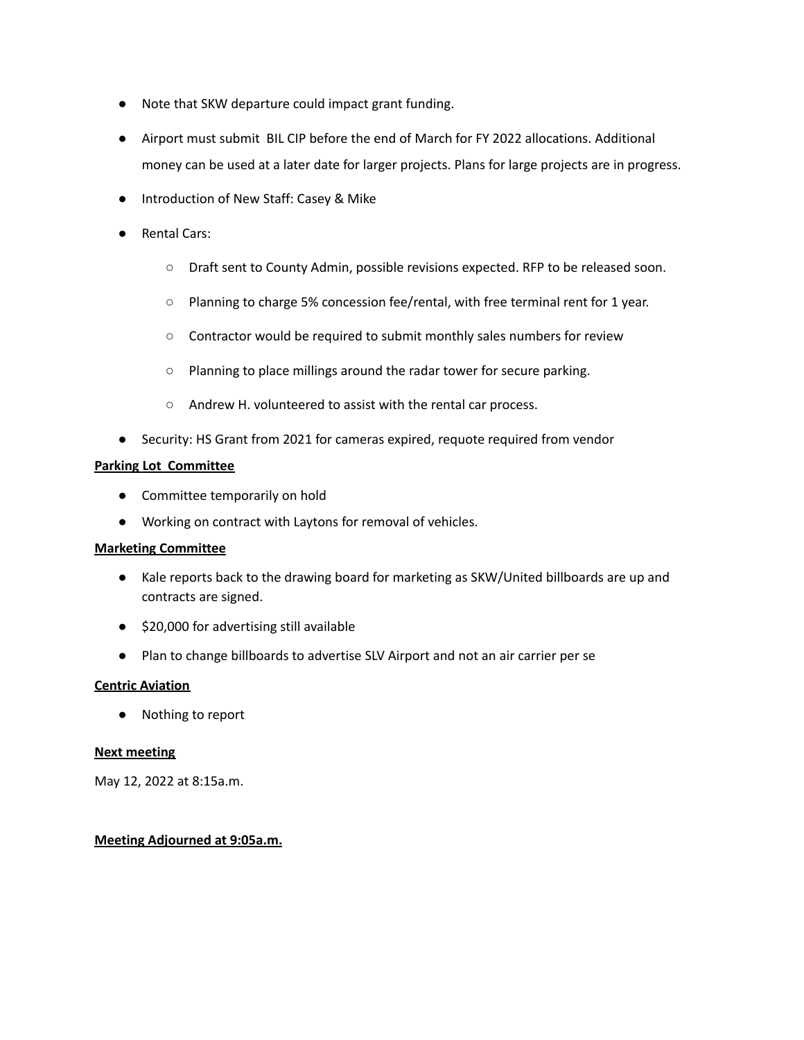- Note that SKW departure could impact grant funding.
- Airport must submit BIL CIP before the end of March for FY 2022 allocations. Additional money can be used at a later date for larger projects. Plans for large projects are in progress.
- Introduction of New Staff: Casey & Mike
- Rental Cars:
    - Draft sent to County Admin, possible revisions expected. RFP to be released soon.
    - Planning to charge 5% concession fee/rental, with free terminal rent for 1 year.
    - Contractor would be required to submit monthly sales numbers for review
    - Planning to place millings around the radar tower for secure parking.
    - Andrew H. volunteered to assist with the rental car process.
- Security: HS Grant from 2021 for cameras expired, requote required from vendor

**Parking Lot Committee**

- Committee temporarily on hold
- Working on contract with Laytons for removal of vehicles.

**Marketing Committee**

- Kale reports back to the drawing board for marketing as SKW/United billboards are up and contracts are signed.
- $20,000 for advertising still available
- Plan to change billboards to advertise SLV Airport and not an air carrier per se

**Centric Aviation**

- Nothing to report

**Next meeting**

May 12, 2022 at 8:15a.m.

**Meeting Adjourned at 9:05a.m.**